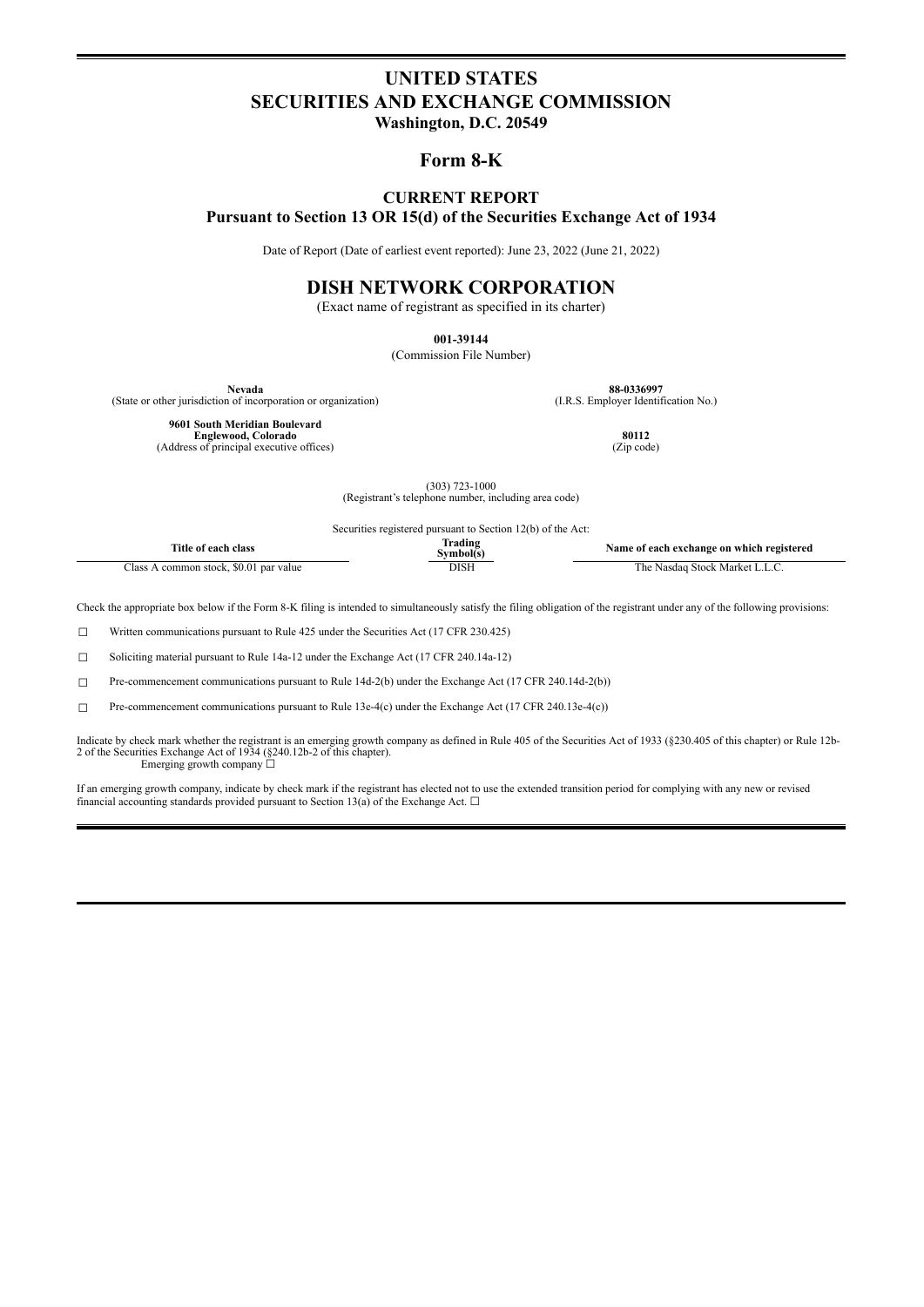# UNITED STATES
# SECURITIES AND EXCHANGE COMMISSION
**Washington, D.C. 20549**

## Form 8-K

### CURRENT REPORT
### Pursuant to Section 13 OR 15(d) of the Securities Exchange Act of 1934

Date of Report (Date of earliest event reported): June 23, 2022 (June 21, 2022)

## DISH NETWORK CORPORATION
(Exact name of registrant as specified in its charter)

**001-39144**
(Commission File Number)

| | |
|---|---|
| **Nevada**<br>(State or other jurisdiction of incorporation or organization) | **88-0336997**<br>(I.R.S. Employer Identification No.) |
| **9601 South Meridian Boulevard**<br>**Englewood, Colorado**<br>(Address of principal executive offices) | **80112**<br>(Zip code) |

(303) 723-1000
(Registrant's telephone number, including area code)

Securities registered pursuant to Section 12(b) of the Act:

| Title of each class | Trading Symbol(s) | Name of each exchange on which registered |
|---|---|---|
| Class A common stock, $0.01 par value | DISH | The Nasdaq Stock Market L.L.C. |

Check the appropriate box below if the Form 8-K filing is intended to simultaneously satisfy the filing obligation of the registrant under any of the following provisions:

☐ Written communications pursuant to Rule 425 under the Securities Act (17 CFR 230.425)

☐ Soliciting material pursuant to Rule 14a-12 under the Exchange Act (17 CFR 240.14a-12)

☐ Pre-commencement communications pursuant to Rule 14d-2(b) under the Exchange Act (17 CFR 240.14d-2(b))

☐ Pre-commencement communications pursuant to Rule 13e-4(c) under the Exchange Act (17 CFR 240.13e-4(c))

Indicate by check mark whether the registrant is an emerging growth company as defined in Rule 405 of the Securities Act of 1933 (§230.405 of this chapter) or Rule 12b-2 of the Securities Exchange Act of 1934 (§240.12b-2 of this chapter).
Emerging growth company ☐

If an emerging growth company, indicate by check mark if the registrant has elected not to use the extended transition period for complying with any new or revised financial accounting standards provided pursuant to Section 13(a) of the Exchange Act. ☐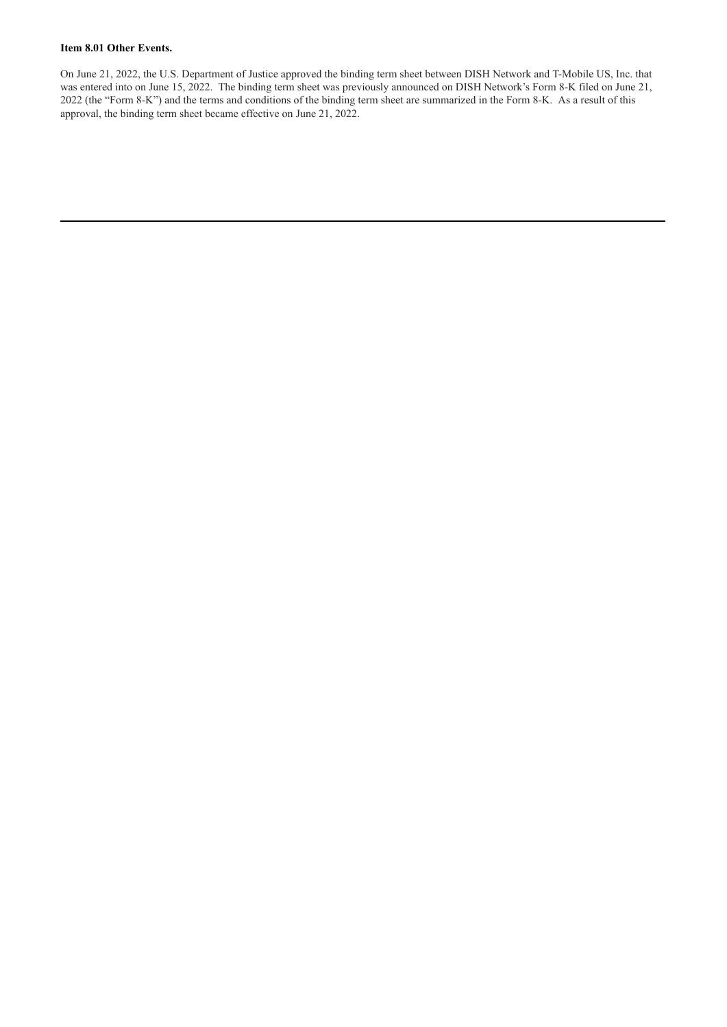**Item 8.01 Other Events.**

On June 21, 2022, the U.S. Department of Justice approved the binding term sheet between DISH Network and T-Mobile US, Inc. that was entered into on June 15, 2022. The binding term sheet was previously announced on DISH Network's Form 8-K filed on June 21, 2022 (the "Form 8-K") and the terms and conditions of the binding term sheet are summarized in the Form 8-K. As a result of this approval, the binding term sheet became effective on June 21, 2022.

---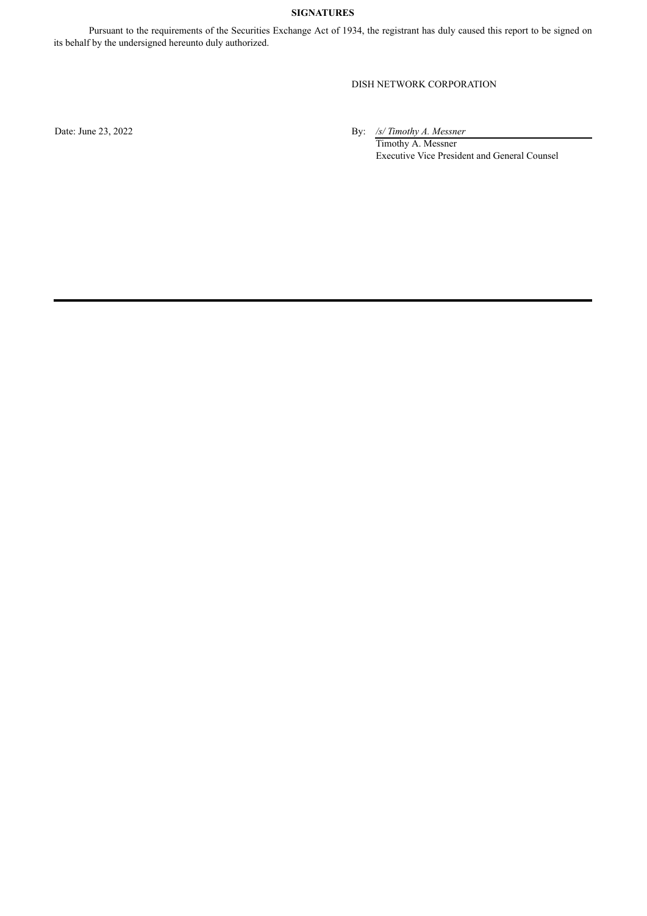**SIGNATURES**

Pursuant to the requirements of the Securities Exchange Act of 1934, the registrant has duly caused this report to be signed on its behalf by the undersigned hereunto duly authorized.

DISH NETWORK CORPORATION

Date: June 23, 2022

By: */s/ Timothy A. Messner*
Timothy A. Messner
Executive Vice President and General Counsel